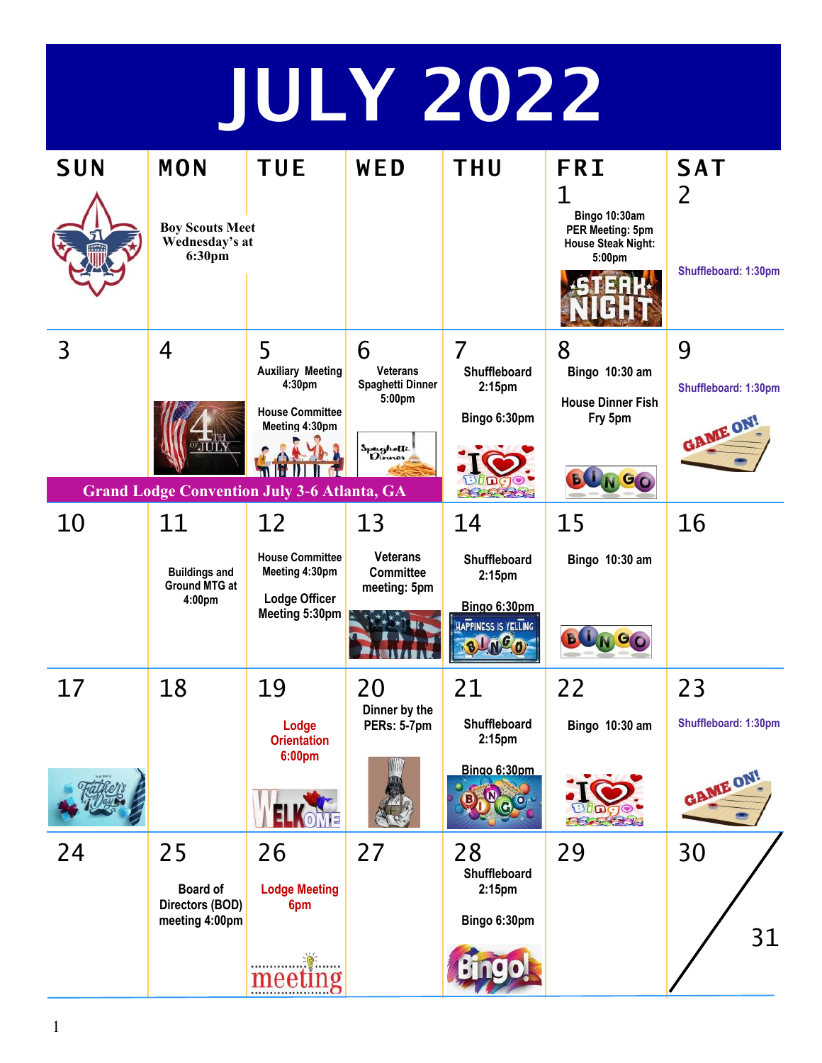# JULY 2022

| SUN | MON | TUE | WED | THU | FRI | SAT |
|---|---|---|---|---|---|---|
| | Boy Scouts Meet Wednesday's at 6:30pm | | | | 1<br>Bingo 10:30am<br>PER Meeting: 5pm<br>House Steak Night: 5:00pm | 2<br>Shuffleboard: 1:30pm |
| 3 | 4 | 5<br>Auxiliary Meeting 4:30pm<br>House Committee Meeting 4:30pm | 6<br>Veterans Spaghetti Dinner 5:00pm | 7<br>Shuffleboard 2:15pm<br>Bingo 6:30pm | 8<br>Bingo 10:30 am<br>House Dinner Fish Fry 5pm | 9<br>Shuffleboard: 1:30pm |
| 10 | 11<br>Buildings and Ground MTG at 4:00pm | 12<br>House Committee Meeting 4:30pm<br>Lodge Officer Meeting 5:30pm | 13<br>Veterans Committee meeting: 5pm | 14<br>Shuffleboard 2:15pm<br>Bingo 6:30pm | 15<br>Bingo 10:30 am | 16 |
| 17 | 18 | 19<br>Lodge Orientation 6:00pm | 20<br>Dinner by the PERs: 5-7pm | 21<br>Shuffleboard 2:15pm<br>Bingo 6:30pm | 22<br>Bingo 10:30 am | 23<br>Shuffleboard: 1:30pm |
| 24 | 25<br>Board of Directors (BOD) meeting 4:00pm | 26<br>Lodge Meeting 6pm | 27 | 28<br>Shuffleboard 2:15pm<br>Bingo 6:30pm | 29 | 30 / 31 |

**Grand Lodge Convention July 3-6 Atlanta, GA**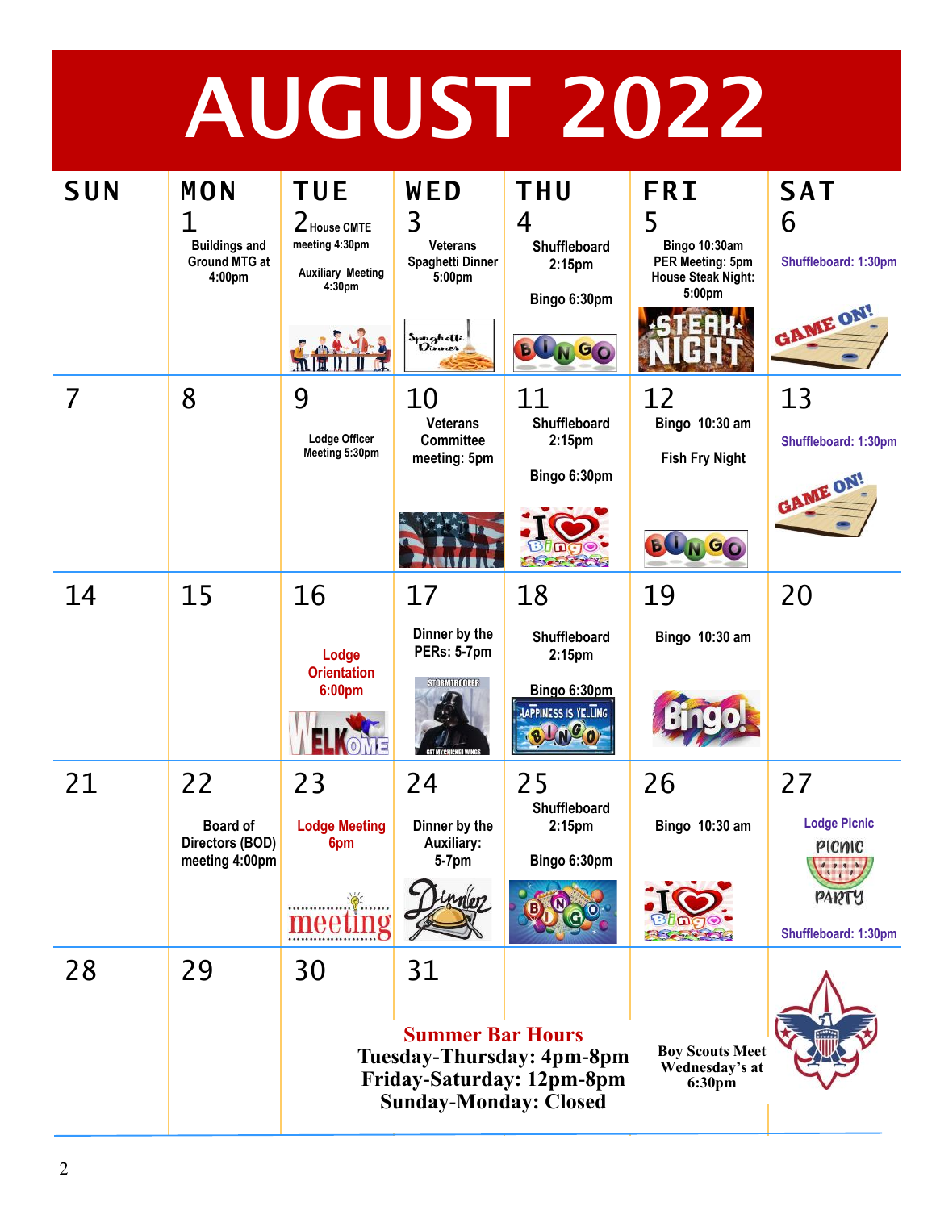# AUGUST 2022

| SUN | MON | TUE | WED | THU | FRI | SAT |
|---|---|---|---|---|---|---|
| | 1 Buildings and Ground MTG at 4:00pm | 2 House CMTE meeting 4:30pm<br>Auxiliary Meeting 4:30pm | 3 Veterans Spaghetti Dinner 5:00pm | 4 Shuffleboard 2:15pm<br>Bingo 6:30pm | 5 Bingo 10:30am<br>PER Meeting: 5pm<br>House Steak Night: 5:00pm | 6 Shuffleboard: 1:30pm |
| 7 | 8 | 9 Lodge Officer Meeting 5:30pm | 10 Veterans Committee meeting: 5pm | 11 Shuffleboard 2:15pm<br>Bingo 6:30pm | 12 Bingo 10:30 am<br>Fish Fry Night | 13 Shuffleboard: 1:30pm |
| 14 | 15 | 16 Lodge Orientation 6:00pm | 17 Dinner by the PERs: 5-7pm | 18 Shuffleboard 2:15pm<br>Bingo 6:30pm | 19 Bingo 10:30 am | 20 |
| 21 | 22 Board of Directors (BOD) meeting 4:00pm | 23 Lodge Meeting 6pm | 24 Dinner by the Auxiliary: 5-7pm | 25 Shuffleboard 2:15pm<br>Bingo 6:30pm | 26 Bingo 10:30 am | 27 Lodge Picnic<br>Shuffleboard: 1:30pm |
| 28 | 29 | 30 | 31 | | | |

**Summer Bar Hours**
**Tuesday-Thursday: 4pm-8pm**
**Friday-Saturday: 12pm-8pm**
**Sunday-Monday: Closed**

**Boy Scouts Meet Wednesday's at 6:30pm**